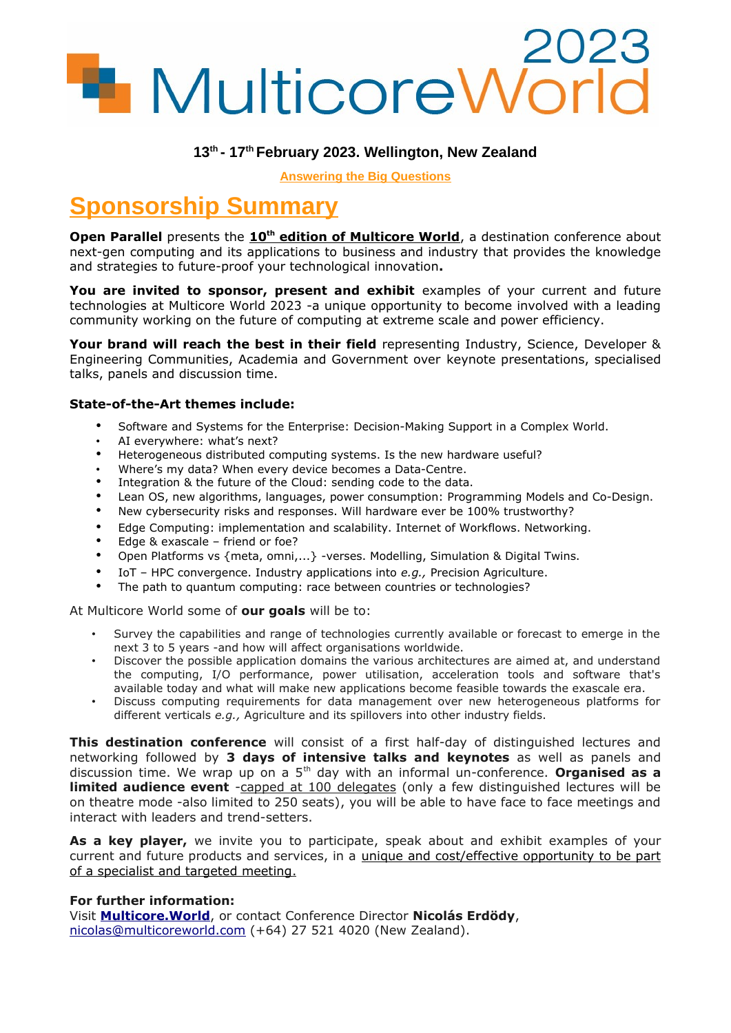# 2023 MulticoreWorld

**13th - 17th February 2023. Wellington, New Zealand**

**Answering the Big Questions**

## Sponsorship Summary

**Open Parallel** presents the **10th edition of Multicore World**, a destination conference about next-gen computing and its applications to business and industry that provides the knowledge and strategies to future-proof your technological innovation**.**

**You are invited to sponsor, present and exhibit** examples of your current and future technologies at Multicore World 2023 -a unique opportunity to become involved with a leading community working on the future of computing at extreme scale and power efficiency.

**Your brand will reach the best in their field** representing Industry, Science, Developer & Engineering Communities, Academia and Government over keynote presentations, specialised talks, panels and discussion time.

**State-of-the-Art themes include:**

- Software and Systems for the Enterprise: Decision-Making Support in a Complex World.
- AI everywhere: what's next?
- Heterogeneous distributed computing systems. Is the new hardware useful?
- Where's my data? When every device becomes a Data-Centre.
- Integration & the future of the Cloud: sending code to the data.
- Lean OS, new algorithms, languages, power consumption: Programming Models and Co-Design.
- New cybersecurity risks and responses. Will hardware ever be 100% trustworthy?
- Edge Computing: implementation and scalability. Internet of Workflows. Networking.
- Edge & exascale – friend or foe?
- Open Platforms vs {meta, omni,...} -verses. Modelling, Simulation & Digital Twins.
- IoT – HPC convergence. Industry applications into *e.g.,* Precision Agriculture.
- The path to quantum computing: race between countries or technologies?

At Multicore World some of **our goals** will be to:

- Survey the capabilities and range of technologies currently available or forecast to emerge in the next 3 to 5 years -and how will affect organisations worldwide.
- Discover the possible application domains the various architectures are aimed at, and understand the computing, I/O performance, power utilisation, acceleration tools and software that's available today and what will make new applications become feasible towards the exascale era.
- Discuss computing requirements for data management over new heterogeneous platforms for different verticals *e.g.,* Agriculture and its spillovers into other industry fields.

**This destination conference** will consist of a first half-day of distinguished lectures and networking followed by **3 days of intensive talks and keynotes** as well as panels and discussion time. We wrap up on a 5th day with an informal un-conference. **Organised as a limited audience event** -capped at 100 delegates (only a few distinguished lectures will be on theatre mode -also limited to 250 seats), you will be able to have face to face meetings and interact with leaders and trend-setters.

**As a key player,** we invite you to participate, speak about and exhibit examples of your current and future products and services, in a unique and cost/effective opportunity to be part of a specialist and targeted meeting.

**For further information:**
Visit **Multicore.World**, or contact Conference Director **Nicolás Erdödy**, nicolas@multicoreworld.com (+64) 27 521 4020 (New Zealand).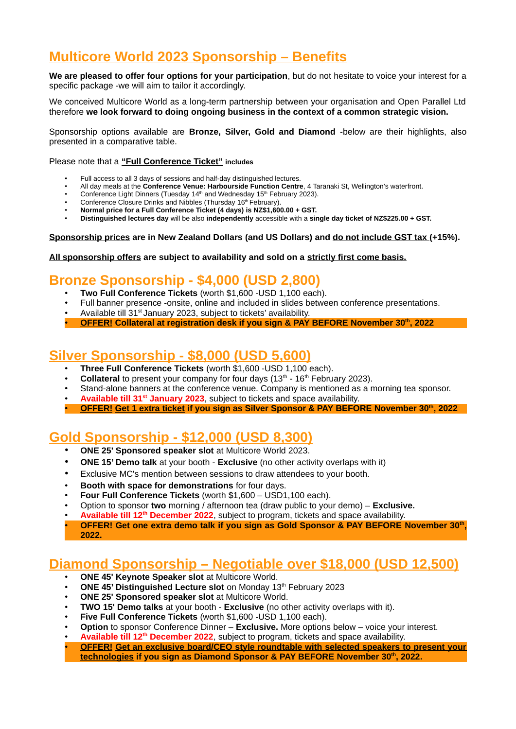# Multicore World 2023 Sponsorship – Benefits

**We are pleased to offer four options for your participation**, but do not hesitate to voice your interest for a specific package -we will aim to tailor it accordingly.

We conceived Multicore World as a long-term partnership between your organisation and Open Parallel Ltd therefore **we look forward to doing ongoing business in the context of a common strategic vision.**

Sponsorship options available are **Bronze, Silver, Gold and Diamond** -below are their highlights, also presented in a comparative table.

Please note that a **"Full Conference Ticket" includes**

- Full access to all 3 days of sessions and half-day distinguished lectures.
- All day meals at the **Conference Venue: Harbourside Function Centre**, 4 Taranaki St, Wellington's waterfront.
- Conference Light Dinners (Tuesday 14th and Wednesday 15th February 2023).
- Conference Closure Drinks and Nibbles (Thursday 16th February).
- **Normal price for a Full Conference Ticket (4 days) is NZ$1,600.00 + GST.**
- **Distinguished lectures day** will be also **independently** accessible with a **single day ticket of NZ$225.00 + GST.**

**Sponsorship prices are in New Zealand Dollars (and US Dollars) and do not include GST tax (+15%).**

**All sponsorship offers are subject to availability and sold on a strictly first come basis.**

## Bronze Sponsorship - $4,000 (USD 2,800)

- **Two Full Conference Tickets** (worth $1,600 -USD 1,100 each).
- Full banner presence -onsite, online and included in slides between conference presentations.
- Available till 31st January 2023, subject to tickets' availability.
- **OFFER! Collateral at registration desk if you sign & PAY BEFORE November 30th, 2022**

## Silver Sponsorship - $8,000 (USD 5,600)

- **Three Full Conference Tickets** (worth $1,600 -USD 1,100 each).
- **Collateral** to present your company for four days (13th - 16th February 2023).
- Stand-alone banners at the conference venue. Company is mentioned as a morning tea sponsor.
- **Available till 31st January 2023**, subject to tickets and space availability.
- **OFFER! Get 1 extra ticket if you sign as Silver Sponsor & PAY BEFORE November 30th, 2022**

## Gold Sponsorship - $12,000 (USD 8,300)

- **ONE 25' Sponsored speaker slot** at Multicore World 2023.
- **ONE 15' Demo talk** at your booth - **Exclusive** (no other activity overlaps with it)
- Exclusive MC's mention between sessions to draw attendees to your booth.
- **Booth with space for demonstrations** for four days.
- **Four Full Conference Tickets** (worth $1,600 – USD1,100 each).
- Option to sponsor **two** morning / afternoon tea (draw public to your demo) – **Exclusive.**
- **Available till 12th December 2022**, subject to program, tickets and space availability.
- **OFFER! Get one extra demo talk if you sign as Gold Sponsor & PAY BEFORE November 30th, 2022.**

## Diamond Sponsorship – Negotiable over $18,000 (USD 12,500)

- **ONE 45' Keynote Speaker slot** at Multicore World.
- **ONE 45' Distinguished Lecture slot** on Monday 13th February 2023
- **ONE 25' Sponsored speaker slot** at Multicore World.
- **TWO 15' Demo talks** at your booth - **Exclusive** (no other activity overlaps with it).
- **Five Full Conference Tickets** (worth $1,600 -USD 1,100 each).
- **Option** to sponsor Conference Dinner – **Exclusive.** More options below – voice your interest.
- **Available till 12th December 2022**, subject to program, tickets and space availability.
- **OFFER! Get an exclusive board/CEO style roundtable with selected speakers to present your technologies if you sign as Diamond Sponsor & PAY BEFORE November 30th, 2022.**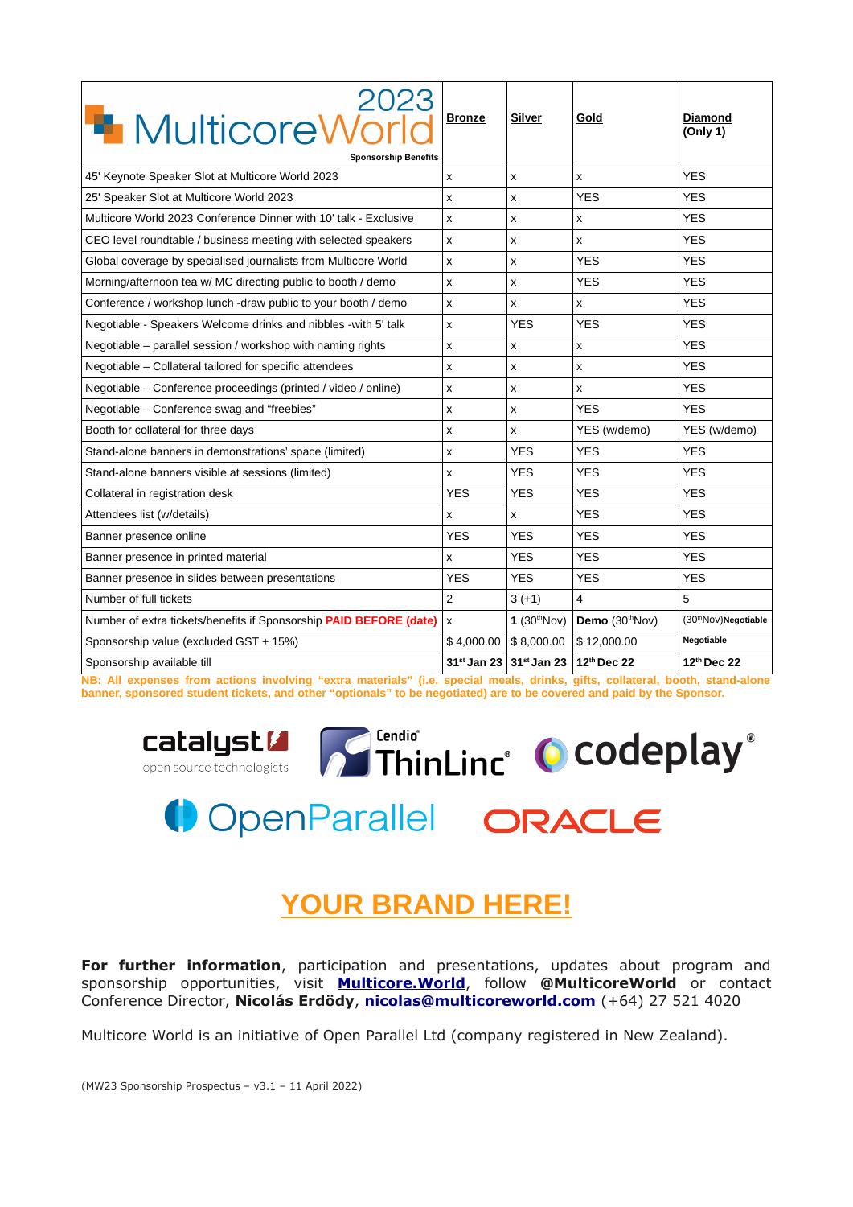| 2023 MulticoreWorld Sponsorship Benefits | **Bronze** | **Silver** | **Gold** | **Diamond (Only 1)** |
|---|---|---|---|---|
| 45' Keynote Speaker Slot at Multicore World 2023 | x | x | x | YES |
| 25' Speaker Slot at Multicore World 2023 | x | x | YES | YES |
| Multicore World 2023 Conference Dinner with 10' talk - Exclusive | x | x | x | YES |
| CEO level roundtable / business meeting with selected speakers | x | x | x | YES |
| Global coverage by specialised journalists from Multicore World | x | x | YES | YES |
| Morning/afternoon tea w/ MC directing public to booth / demo | x | x | YES | YES |
| Conference / workshop lunch -draw public to your booth / demo | x | x | x | YES |
| Negotiable - Speakers Welcome drinks and nibbles -with 5' talk | x | YES | YES | YES |
| Negotiable – parallel session / workshop with naming rights | x | x | x | YES |
| Negotiable – Collateral tailored for specific attendees | x | x | x | YES |
| Negotiable – Conference proceedings (printed / video / online) | x | x | x | YES |
| Negotiable – Conference swag and "freebies" | x | x | YES | YES |
| Booth for collateral for three days | x | x | YES (w/demo) | YES (w/demo) |
| Stand-alone banners in demonstrations' space (limited) | x | YES | YES | YES |
| Stand-alone banners visible at sessions (limited) | x | YES | YES | YES |
| Collateral in registration desk | YES | YES | YES | YES |
| Attendees list (w/details) | x | x | YES | YES |
| Banner presence online | YES | YES | YES | YES |
| Banner presence in printed material | x | YES | YES | YES |
| Banner presence in slides between presentations | YES | YES | YES | YES |
| Number of full tickets | 2 | 3 (+1) | 4 | 5 |
| Number of extra tickets/benefits if Sponsorship **PAID BEFORE (date)** | x | **1** (30th Nov) | **Demo** (30th Nov) | (30th Nov) **Negotiable** |
| Sponsorship value (excluded GST + 15%) | $ 4,000.00 | $ 8,000.00 | $ 12,000.00 | **Negotiable** |
| Sponsorship available till | **31st Jan 23** | **31st Jan 23** | **12th Dec 22** | **12th Dec 22** |

**NB: All expenses from actions involving "extra materials" (i.e. special meals, drinks, gifts, collateral, booth, stand-alone banner, sponsored student tickets, and other "optionals") to be negotiated) are to be covered and paid by the Sponsor.**

catalyst open source technologists | Cendio ThinLinc | codeplay | OpenParallel | ORACLE

## YOUR BRAND HERE!

**For further information**, participation and presentations, updates about program and sponsorship opportunities, visit **Multicore.World**, follow **@MulticoreWorld** or contact Conference Director, **Nicolás Erdödy**, **nicolas@multicoreworld.com** (+64) 27 521 4020

Multicore World is an initiative of Open Parallel Ltd (company registered in New Zealand).

(MW23 Sponsorship Prospectus – v3.1 – 11 April 2022)